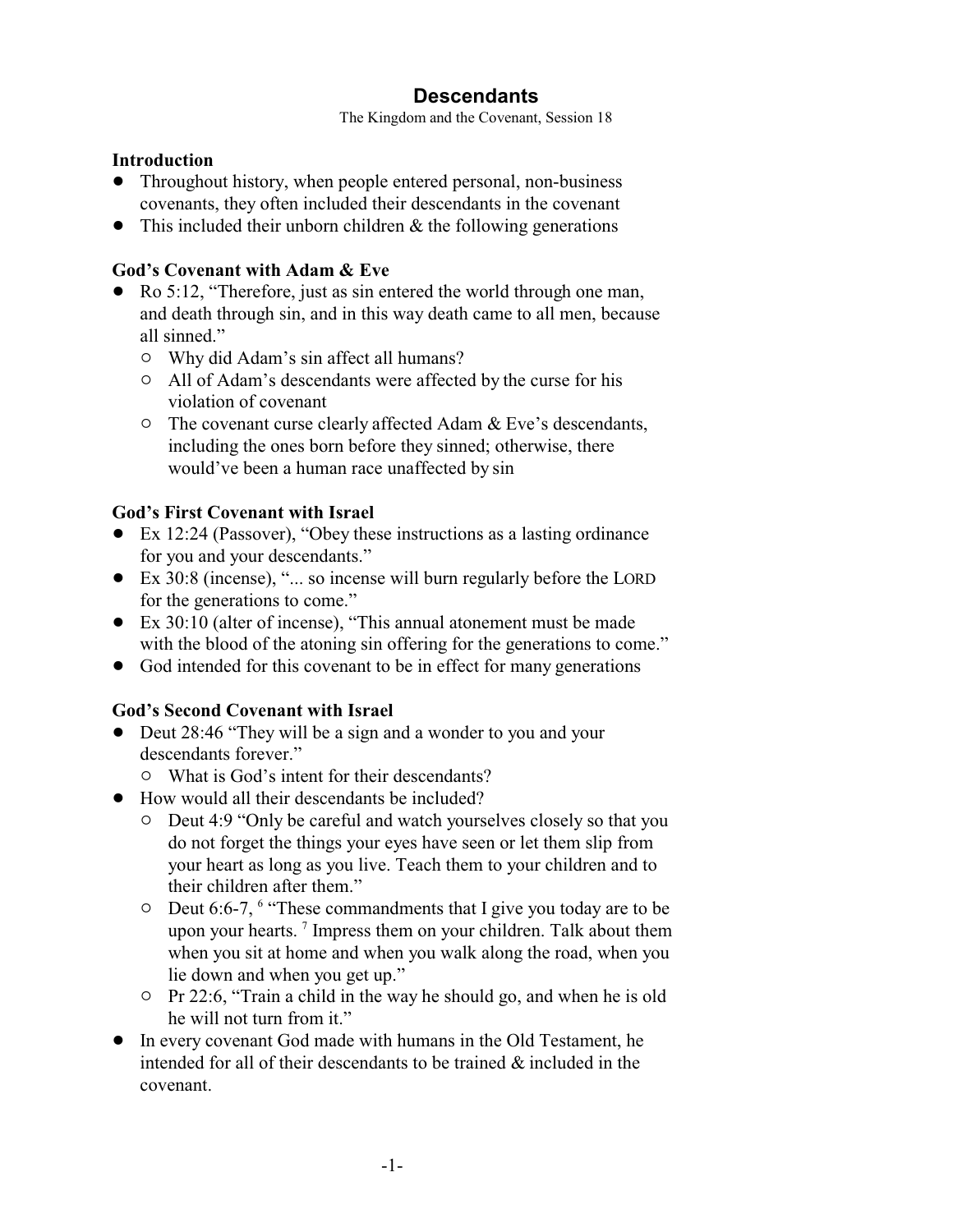# Descendants

The Kingdom and the Covenant, Session 18

### Introduction

- Throughout history, when people entered personal, non-business covenants, they often included their descendants in the covenant
- This included their unborn children & the following generations

### God's Covenant with Adam & Eve

- Ro 5:12, "Therefore, just as sin entered the world through one man, and death through sin, and in this way death came to all men, because all sinned."
  - Why did Adam's sin affect all humans?
  - All of Adam's descendants were affected by the curse for his violation of covenant
  - The covenant curse clearly affected Adam & Eve's descendants, including the ones born before they sinned; otherwise, there would've been a human race unaffected by sin

### God's First Covenant with Israel

- Ex 12:24 (Passover), "Obey these instructions as a lasting ordinance for you and your descendants."
- Ex 30:8 (incense), "... so incense will burn regularly before the LORD for the generations to come."
- Ex 30:10 (alter of incense), "This annual atonement must be made with the blood of the atoning sin offering for the generations to come."
- God intended for this covenant to be in effect for many generations

### God's Second Covenant with Israel

- Deut 28:46 "They will be a sign and a wonder to you and your descendants forever."
  - What is God's intent for their descendants?
- How would all their descendants be included?
  - Deut 4:9 "Only be careful and watch yourselves closely so that you do not forget the things your eyes have seen or let them slip from your heart as long as you live. Teach them to your children and to their children after them."
  - Deut 6:6-7, 6 "These commandments that I give you today are to be upon your hearts. 7 Impress them on your children. Talk about them when you sit at home and when you walk along the road, when you lie down and when you get up."
  - Pr 22:6, "Train a child in the way he should go, and when he is old he will not turn from it."
- In every covenant God made with humans in the Old Testament, he intended for all of their descendants to be trained & included in the covenant.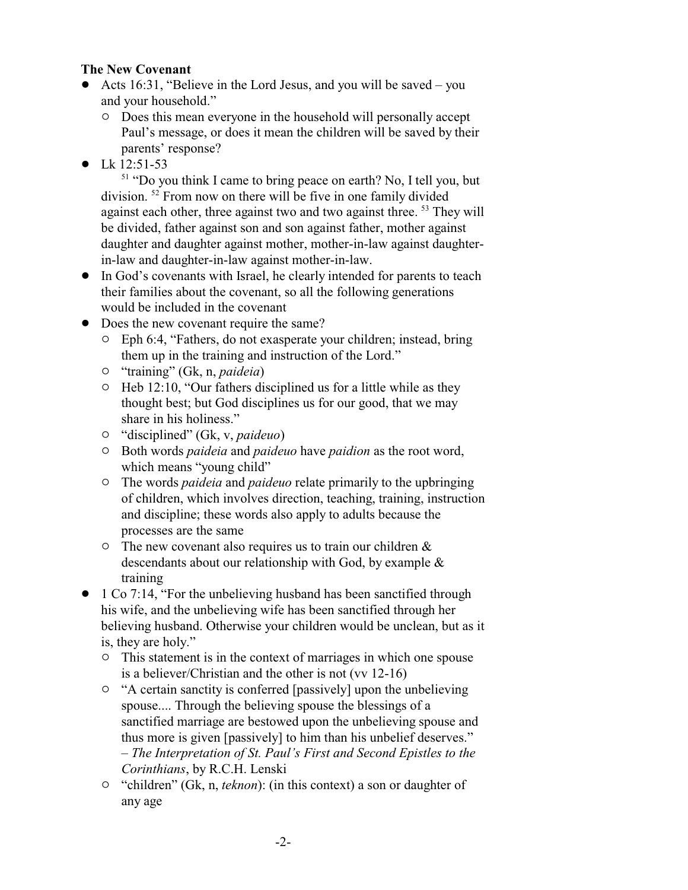**The New Covenant**

- Acts 16:31, "Believe in the Lord Jesus, and you will be saved – you and your household."
  - Does this mean everyone in the household will personally accept Paul's message, or does it mean the children will be saved by their parents' response?
- Lk 12:51-53

  [51] "Do you think I came to bring peace on earth? No, I tell you, but division. [52] From now on there will be five in one family divided against each other, three against two and two against three. [53] They will be divided, father against son and son against father, mother against daughter and daughter against mother, mother-in-law against daughter-in-law and daughter-in-law against mother-in-law.
- In God's covenants with Israel, he clearly intended for parents to teach their families about the covenant, so all the following generations would be included in the covenant
- Does the new covenant require the same?
  - Eph 6:4, "Fathers, do not exasperate your children; instead, bring them up in the training and instruction of the Lord."
  - "training" (Gk, n, *paideia*)
  - Heb 12:10, "Our fathers disciplined us for a little while as they thought best; but God disciplines us for our good, that we may share in his holiness."
  - "disciplined" (Gk, v, *paideuo*)
  - Both words *paideia* and *paideuo* have *paidion* as the root word, which means "young child"
  - The words *paideia* and *paideuo* relate primarily to the upbringing of children, which involves direction, teaching, training, instruction and discipline; these words also apply to adults because the processes are the same
  - The new covenant also requires us to train our children & descendants about our relationship with God, by example & training
- 1 Co 7:14, "For the unbelieving husband has been sanctified through his wife, and the unbelieving wife has been sanctified through her believing husband. Otherwise your children would be unclean, but as it is, they are holy."
  - This statement is in the context of marriages in which one spouse is a believer/Christian and the other is not (vv 12-16)
  - "A certain sanctity is conferred [passively] upon the unbelieving spouse.... Through the believing spouse the blessings of a sanctified marriage are bestowed upon the unbelieving spouse and thus more is given [passively] to him than his unbelief deserves." – *The Interpretation of St. Paul's First and Second Epistles to the Corinthians*, by R.C.H. Lenski
  - "children" (Gk, n, *teknon*): (in this context) a son or daughter of any age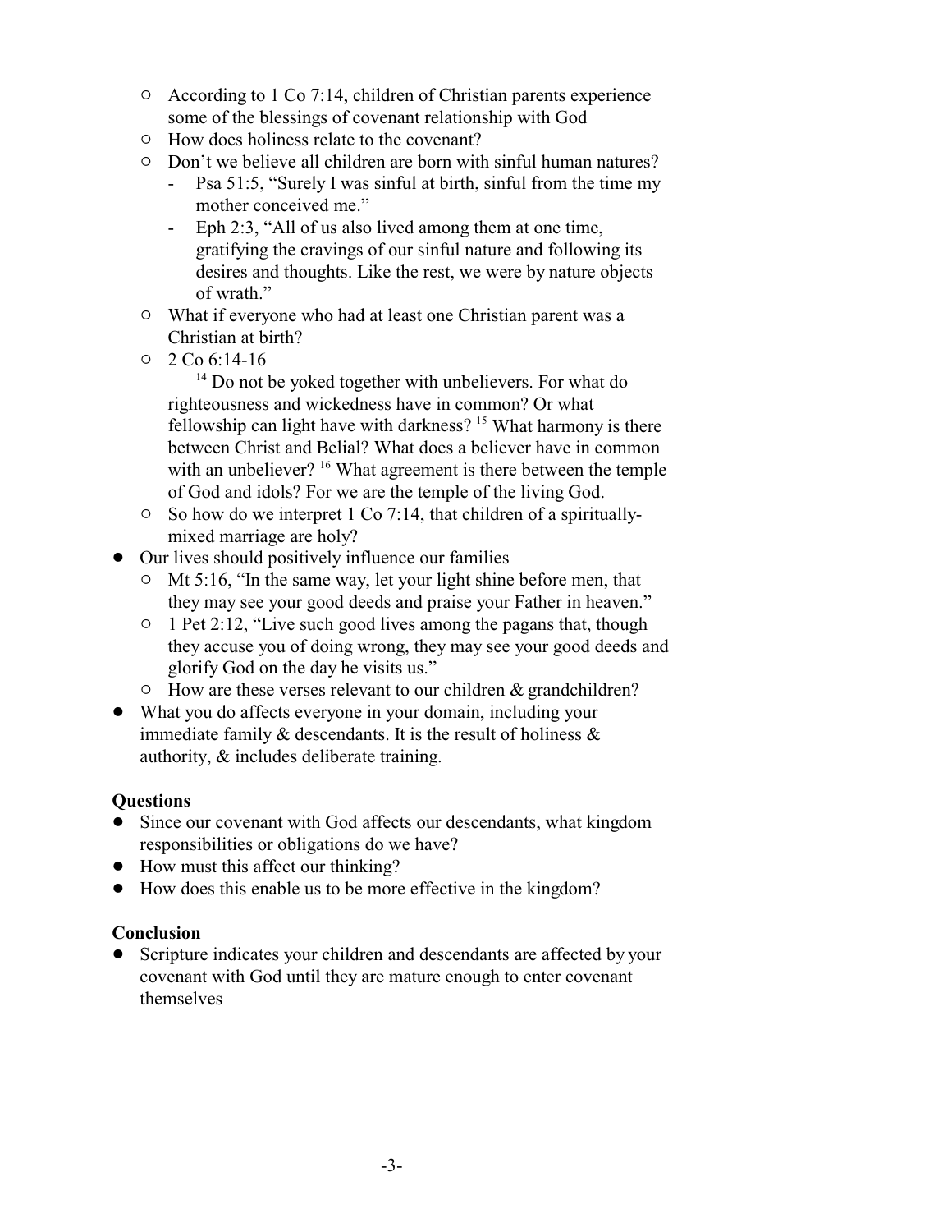- According to 1 Co 7:14, children of Christian parents experience some of the blessings of covenant relationship with God
    - How does holiness relate to the covenant?
    - Don't we believe all children are born with sinful human natures?
        - Psa 51:5, "Surely I was sinful at birth, sinful from the time my mother conceived me."
        - Eph 2:3, "All of us also lived among them at one time, gratifying the cravings of our sinful nature and following its desires and thoughts. Like the rest, we were by nature objects of wrath."
    - What if everyone who had at least one Christian parent was a Christian at birth?
    - 2 Co 6:14-16

      [14] Do not be yoked together with unbelievers. For what do righteousness and wickedness have in common? Or what fellowship can light have with darkness? [15] What harmony is there between Christ and Belial? What does a believer have in common with an unbeliever? [16] What agreement is there between the temple of God and idols? For we are the temple of the living God.
    - So how do we interpret 1 Co 7:14, that children of a spiritually-mixed marriage are holy?
- Our lives should positively influence our families
    - Mt 5:16, "In the same way, let your light shine before men, that they may see your good deeds and praise your Father in heaven."
    - 1 Pet 2:12, "Live such good lives among the pagans that, though they accuse you of doing wrong, they may see your good deeds and glorify God on the day he visits us."
    - How are these verses relevant to our children & grandchildren?
- What you do affects everyone in your domain, including your immediate family & descendants. It is the result of holiness & authority, & includes deliberate training.

**Questions**

- Since our covenant with God affects our descendants, what kingdom responsibilities or obligations do we have?
- How must this affect our thinking?
- How does this enable us to be more effective in the kingdom?

**Conclusion**

- Scripture indicates your children and descendants are affected by your covenant with God until they are mature enough to enter covenant themselves